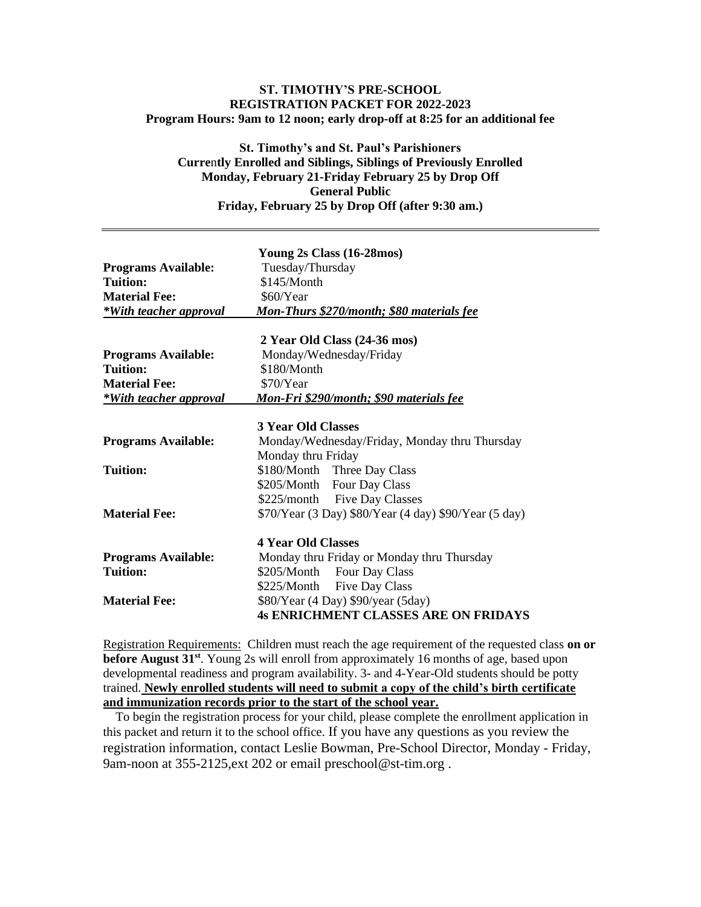**ST. TIMOTHY'S PRE-SCHOOL**
**REGISTRATION PACKET FOR 2022-2023**
**Program Hours: 9am to 12 noon; early drop-off at 8:25 for an additional fee**

**St. Timothy's and St. Paul's Parishioners**
**Currently Enrolled and Siblings, Siblings of Previously Enrolled**
**Monday, February 21-Friday February 25 by Drop Off**
**General Public**
**Friday, February 25 by Drop Off (after 9:30 am.)**

---

| | **Young 2s Class (16-28mos)** |
|---|---|
| **Programs Available:** | Tuesday/Thursday |
| **Tuition:** | $145/Month |
| **Material Fee:** | $60/Year |
| ***With teacher approval*** | ***Mon-Thurs $270/month; $80 materials fee*** |
| | **2 Year Old Class (24-36 mos)** |
| **Programs Available:** | Monday/Wednesday/Friday |
| **Tuition:** | $180/Month |
| **Material Fee:** | $70/Year |
| ***With teacher approval*** | ***Mon-Fri $290/month; $90 materials fee*** |
| | **3 Year Old Classes** |
| **Programs Available:** | Monday/Wednesday/Friday, Monday thru Thursday<br>Monday thru Friday |
| **Tuition:** | $180/Month Three Day Class<br>$205/Month Four Day Class<br>$225/month Five Day Classes |
| **Material Fee:** | $70/Year (3 Day) $80/Year (4 day) $90/Year (5 day) |
| | **4 Year Old Classes** |
| **Programs Available:** | Monday thru Friday or Monday thru Thursday |
| **Tuition:** | $205/Month Four Day Class<br>$225/Month Five Day Class |
| **Material Fee:** | $80/Year (4 Day) $90/year (5day)<br>**4s ENRICHMENT CLASSES ARE ON FRIDAYS** |

Registration Requirements: Children must reach the age requirement of the requested class **on or before August 31st**. Young 2s will enroll from approximately 16 months of age, based upon developmental readiness and program availability. 3- and 4-Year-Old students should be potty trained. **Newly enrolled students will need to submit a copy of the child's birth certificate and immunization records prior to the start of the school year.**

To begin the registration process for your child, please complete the enrollment application in this packet and return it to the school office. If you have any questions as you review the registration information, contact Leslie Bowman, Pre-School Director, Monday - Friday, 9am-noon at 355-2125,ext 202 or email preschool@st-tim.org .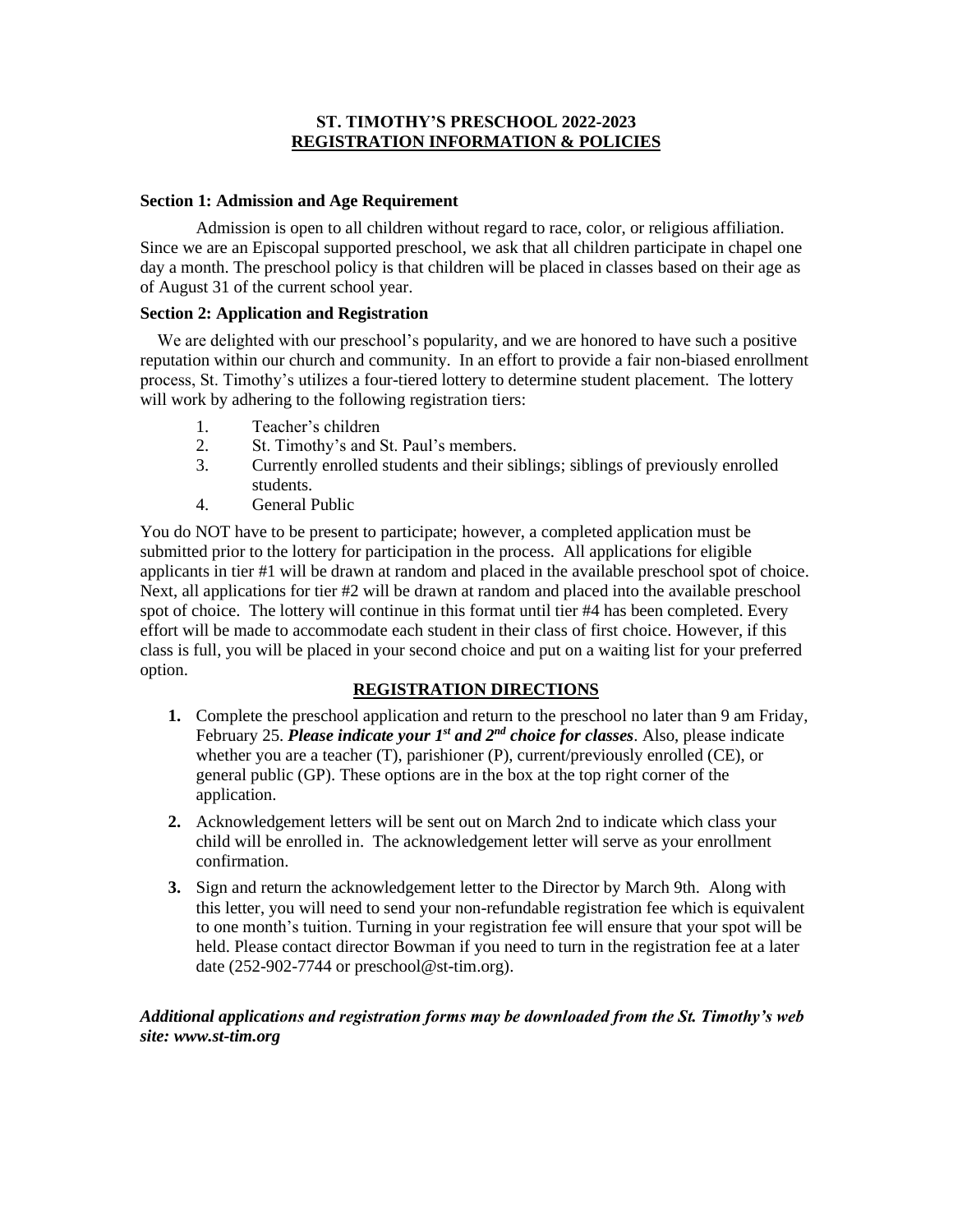**ST. TIMOTHY'S PRESCHOOL 2022-2023**
**REGISTRATION INFORMATION & POLICIES**

**Section 1: Admission and Age Requirement**

Admission is open to all children without regard to race, color, or religious affiliation. Since we are an Episcopal supported preschool, we ask that all children participate in chapel one day a month. The preschool policy is that children will be placed in classes based on their age as of August 31 of the current school year.

**Section 2: Application and Registration**

We are delighted with our preschool's popularity, and we are honored to have such a positive reputation within our church and community. In an effort to provide a fair non-biased enrollment process, St. Timothy's utilizes a four-tiered lottery to determine student placement. The lottery will work by adhering to the following registration tiers:

1. Teacher's children
2. St. Timothy's and St. Paul's members.
3. Currently enrolled students and their siblings; siblings of previously enrolled students.
4. General Public

You do NOT have to be present to participate; however, a completed application must be submitted prior to the lottery for participation in the process. All applications for eligible applicants in tier #1 will be drawn at random and placed in the available preschool spot of choice. Next, all applications for tier #2 will be drawn at random and placed into the available preschool spot of choice. The lottery will continue in this format until tier #4 has been completed. Every effort will be made to accommodate each student in their class of first choice. However, if this class is full, you will be placed in your second choice and put on a waiting list for your preferred option.

**REGISTRATION DIRECTIONS**

1. Complete the preschool application and return to the preschool no later than 9 am Friday, February 25. ***Please indicate your 1st and 2nd choice for classes***. Also, please indicate whether you are a teacher (T), parishioner (P), current/previously enrolled (CE), or general public (GP). These options are in the box at the top right corner of the application.
2. Acknowledgement letters will be sent out on March 2nd to indicate which class your child will be enrolled in. The acknowledgement letter will serve as your enrollment confirmation.
3. Sign and return the acknowledgement letter to the Director by March 9th. Along with this letter, you will need to send your non-refundable registration fee which is equivalent to one month's tuition. Turning in your registration fee will ensure that your spot will be held. Please contact director Bowman if you need to turn in the registration fee at a later date (252-902-7744 or preschool@st-tim.org).

***Additional applications and registration forms may be downloaded from the St. Timothy's web site: www.st-tim.org***